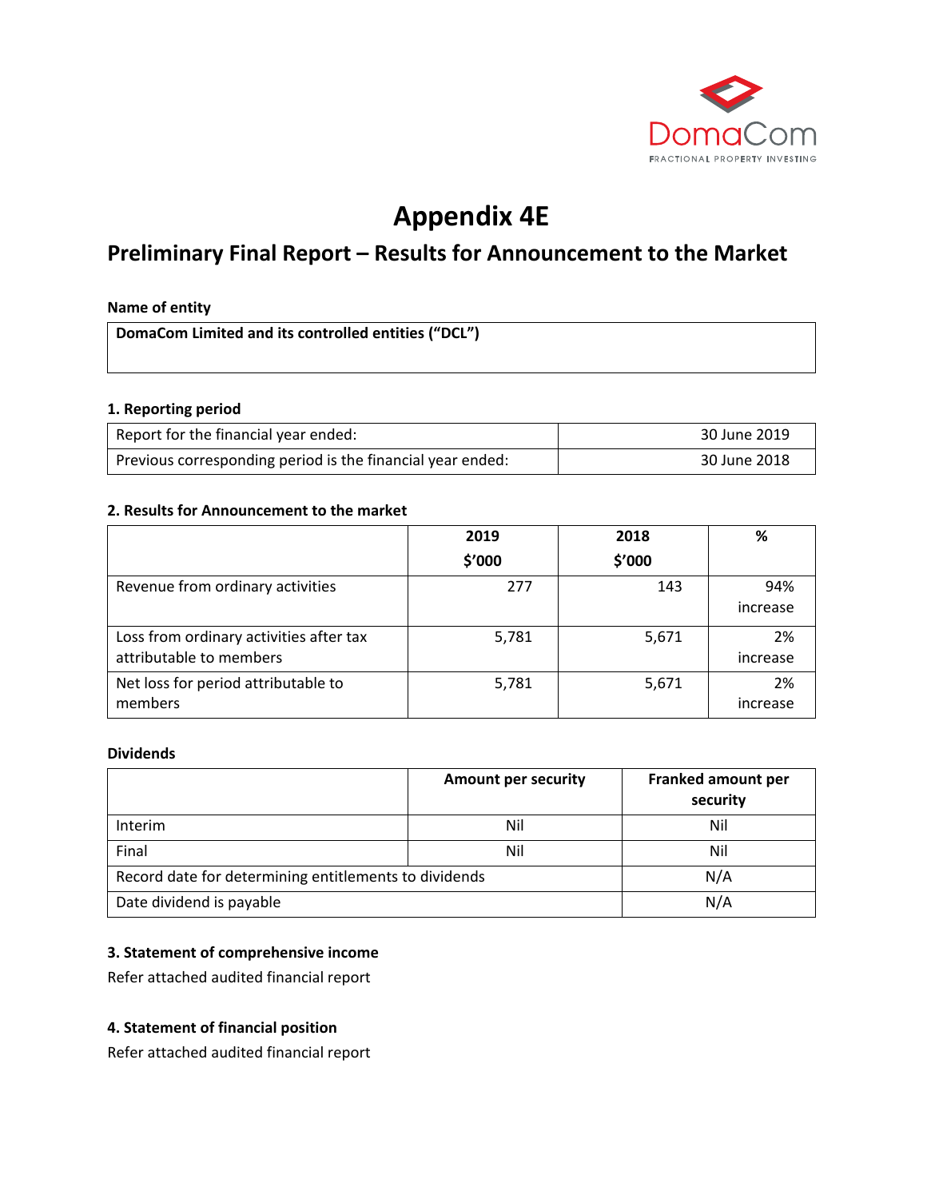DomaCom
FRACTIONAL PROPERTY INVESTING

# Appendix 4E

## Preliminary Final Report – Results for Announcement to the Market

**Name of entity**

| **DomaCom Limited and its controlled entities ("DCL")** |
|---|

**1. Reporting period**

| | |
|---|---|
| Report for the financial year ended: | 30 June 2019 |
| Previous corresponding period is the financial year ended: | 30 June 2018 |

**2. Results for Announcement to the market**

| | **2019 $'000** | **2018 $'000** | **%** |
|---|---|---|---|
| Revenue from ordinary activities | 277 | 143 | 94% increase |
| Loss from ordinary activities after tax attributable to members | 5,781 | 5,671 | 2% increase |
| Net loss for period attributable to members | 5,781 | 5,671 | 2% increase |

**Dividends**

| | **Amount per security** | **Franked amount per security** |
|---|---|---|
| Interim | Nil | Nil |
| Final | Nil | Nil |
| Record date for determining entitlements to dividends | | N/A |
| Date dividend is payable | | N/A |

**3. Statement of comprehensive income**

Refer attached audited financial report

**4. Statement of financial position**

Refer attached audited financial report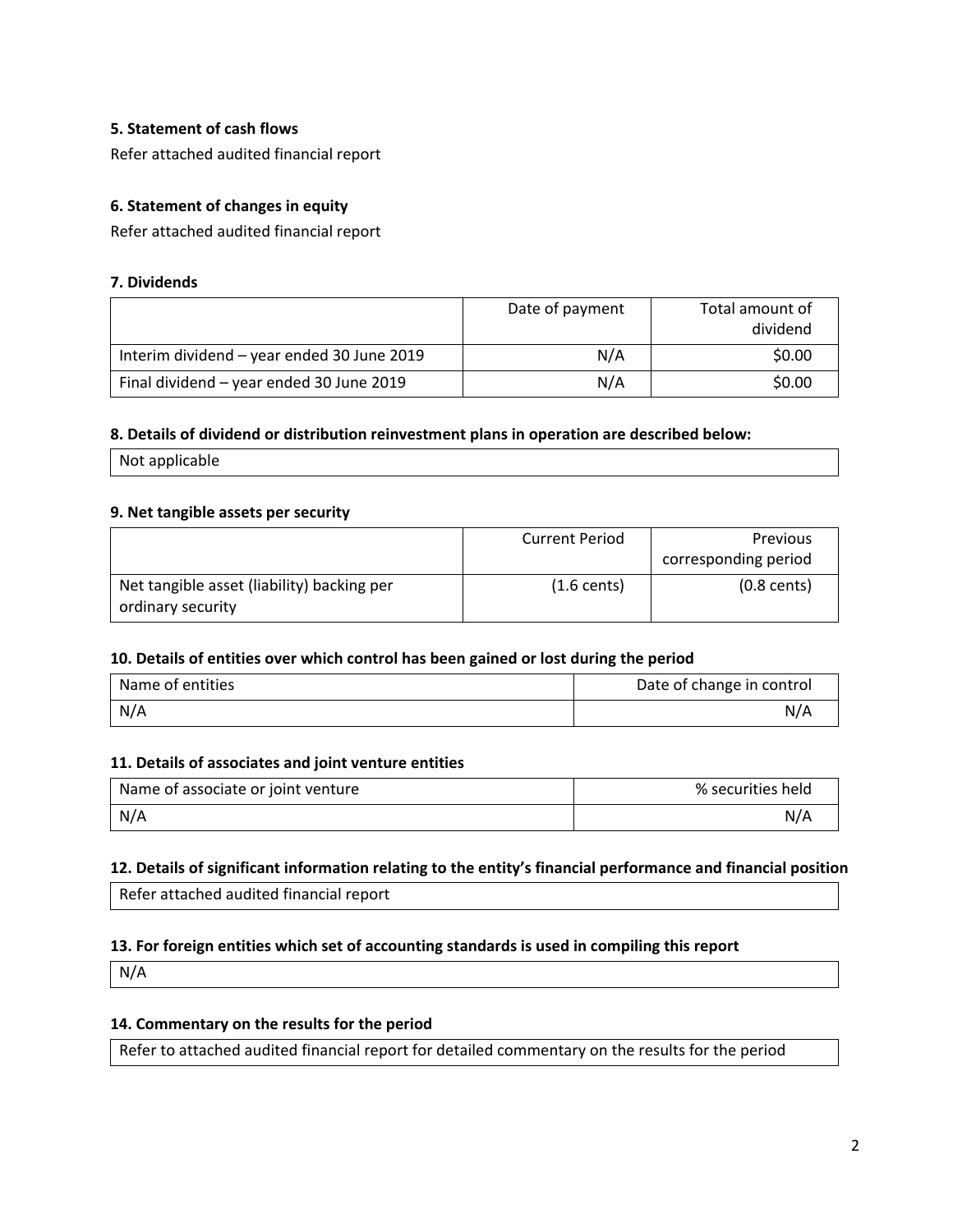### 5. Statement of cash flows

Refer attached audited financial report

### 6. Statement of changes in equity

Refer attached audited financial report

### 7. Dividends

| | Date of payment | Total amount of dividend |
|---|---|---|
| Interim dividend – year ended 30 June 2019 | N/A | $0.00 |
| Final dividend – year ended 30 June 2019 | N/A | $0.00 |

### 8. Details of dividend or distribution reinvestment plans in operation are described below:

Not applicable

### 9. Net tangible assets per security

| | Current Period | Previous corresponding period |
|---|---|---|
| Net tangible asset (liability) backing per ordinary security | (1.6 cents) | (0.8 cents) |

### 10. Details of entities over which control has been gained or lost during the period

| Name of entities | Date of change in control |
|---|---|
| N/A | N/A |

### 11. Details of associates and joint venture entities

| Name of associate or joint venture | % securities held |
|---|---|
| N/A | N/A |

### 12. Details of significant information relating to the entity's financial performance and financial position

Refer attached audited financial report

### 13. For foreign entities which set of accounting standards is used in compiling this report

N/A

### 14. Commentary on the results for the period

Refer to attached audited financial report for detailed commentary on the results for the period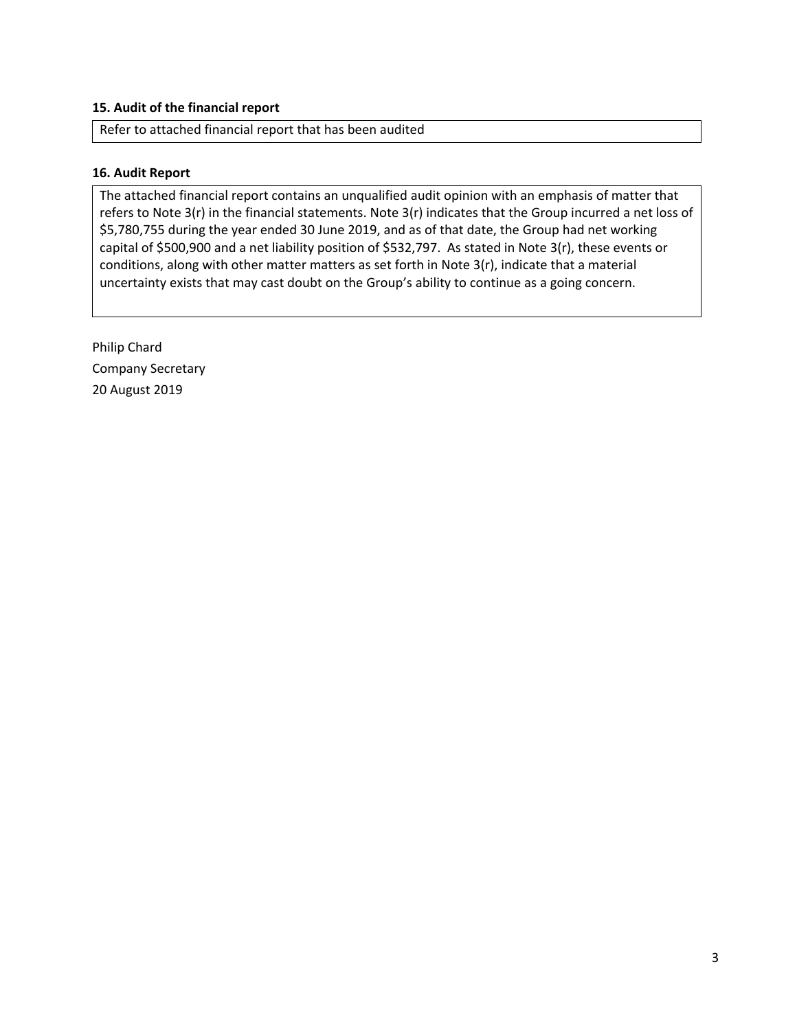### 15. Audit of the financial report

Refer to attached financial report that has been audited

### 16. Audit Report

The attached financial report contains an unqualified audit opinion with an emphasis of matter that refers to Note 3(r) in the financial statements. Note 3(r) indicates that the Group incurred a net loss of $5,780,755 during the year ended 30 June 2019, and as of that date, the Group had net working capital of $500,900 and a net liability position of $532,797. As stated in Note 3(r), these events or conditions, along with other matter matters as set forth in Note 3(r), indicate that a material uncertainty exists that may cast doubt on the Group's ability to continue as a going concern.

Philip Chard
Company Secretary
20 August 2019